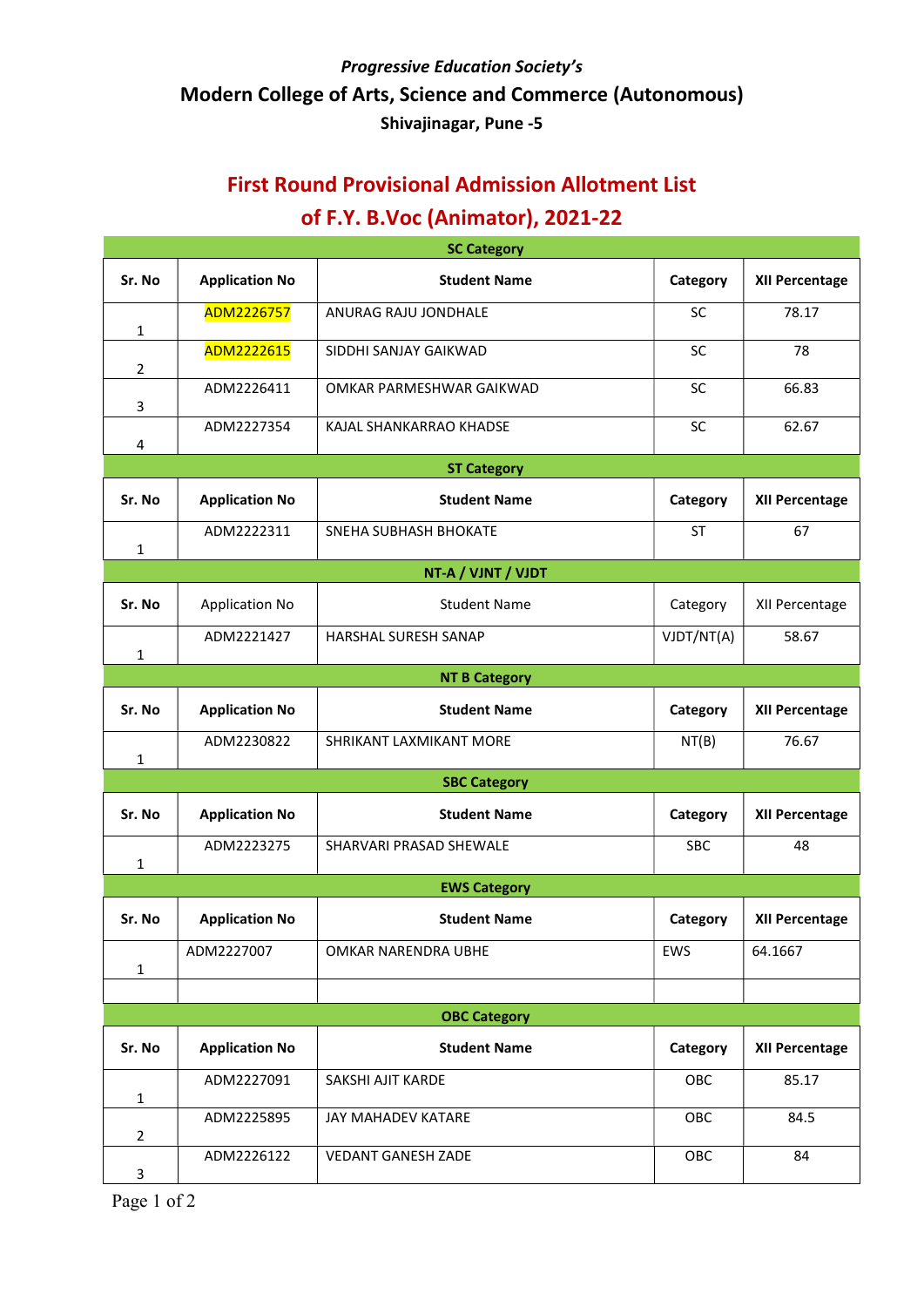*Progressive Education Society's*

## Modern College of Arts, Science and Commerce (Autonomous)

**Shivajinagar, Pune -5**

# First Round Provisional Admission Allotment List of F.Y. B.Voc (Animator), 2021-22

**SC Category**

| Sr. No | Application No | Student Name | Category | XII Percentage |
|---|---|---|---|---|
| 1 | ADM2226757 | ANURAG RAJU JONDHALE | SC | 78.17 |
| 2 | ADM2222615 | SIDDHI SANJAY GAIKWAD | SC | 78 |
| 3 | ADM2226411 | OMKAR PARMESHWAR GAIKWAD | SC | 66.83 |
| 4 | ADM2227354 | KAJAL SHANKARRAO KHADSE | SC | 62.67 |

**ST Category**

| Sr. No | Application No | Student Name | Category | XII Percentage |
|---|---|---|---|---|
| 1 | ADM2222311 | SNEHA SUBHASH BHOKATE | ST | 67 |

**NT-A / VJNT / VJDT**

| Sr. No | Application No | Student Name | Category | XII Percentage |
|---|---|---|---|---|
| 1 | ADM2221427 | HARSHAL SURESH SANAP | VJDT/NT(A) | 58.67 |

**NT B Category**

| Sr. No | Application No | Student Name | Category | XII Percentage |
|---|---|---|---|---|
| 1 | ADM2230822 | SHRIKANT LAXMIKANT MORE | NT(B) | 76.67 |

**SBC Category**

| Sr. No | Application No | Student Name | Category | XII Percentage |
|---|---|---|---|---|
| 1 | ADM2223275 | SHARVARI PRASAD SHEWALE | SBC | 48 |

**EWS Category**

| Sr. No | Application No | Student Name | Category | XII Percentage |
|---|---|---|---|---|
| 1 | ADM2227007 | OMKAR NARENDRA UBHE | EWS | 64.1667 |
| | | | | |

**OBC Category**

| Sr. No | Application No | Student Name | Category | XII Percentage |
|---|---|---|---|---|
| 1 | ADM2227091 | SAKSHI AJIT KARDE | OBC | 85.17 |
| 2 | ADM2225895 | JAY MAHADEV KATARE | OBC | 84.5 |
| 3 | ADM2226122 | VEDANT GANESH ZADE | OBC | 84 |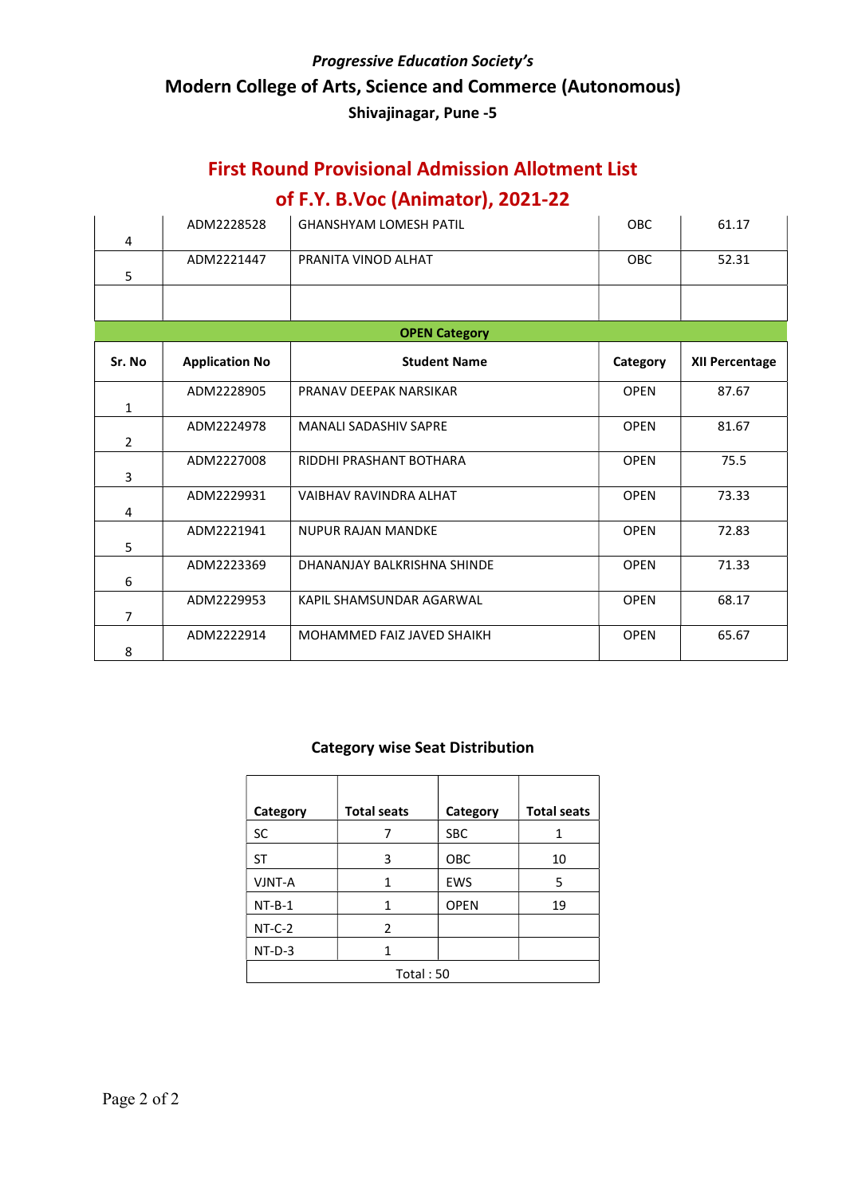*Progressive Education Society's*

## Modern College of Arts, Science and Commerce (Autonomous)

**Shivajinagar, Pune -5**

# First Round Provisional Admission Allotment List of F.Y. B.Voc (Animator), 2021-22

| | | | | |
|---|---|---|---|---|
| 4 | ADM2228528 | GHANSHYAM LOMESH PATIL | OBC | 61.17 |
| 5 | ADM2221447 | PRANITA VINOD ALHAT | OBC | 52.31 |
| | | | | |

**OPEN Category**

| Sr. No | Application No | Student Name | Category | XII Percentage |
|---|---|---|---|---|
| 1 | ADM2228905 | PRANAV DEEPAK NARSIKAR | OPEN | 87.67 |
| 2 | ADM2224978 | MANALI SADASHIV SAPRE | OPEN | 81.67 |
| 3 | ADM2227008 | RIDDHI PRASHANT BOTHARA | OPEN | 75.5 |
| 4 | ADM2229931 | VAIBHAV RAVINDRA ALHAT | OPEN | 73.33 |
| 5 | ADM2221941 | NUPUR RAJAN MANDKE | OPEN | 72.83 |
| 6 | ADM2223369 | DHANANJAY BALKRISHNA SHINDE | OPEN | 71.33 |
| 7 | ADM2229953 | KAPIL SHAMSUNDAR AGARWAL | OPEN | 68.17 |
| 8 | ADM2222914 | MOHAMMED FAIZ JAVED SHAIKH | OPEN | 65.67 |

### Category wise Seat Distribution

| Category | Total seats | Category | Total seats |
|---|---|---|---|
| SC | 7 | SBC | 1 |
| ST | 3 | OBC | 10 |
| VJNT-A | 1 | EWS | 5 |
| NT-B-1 | 1 | OPEN | 19 |
| NT-C-2 | 2 | | |
| NT-D-3 | 1 | | |
| Total : 50 | | | |